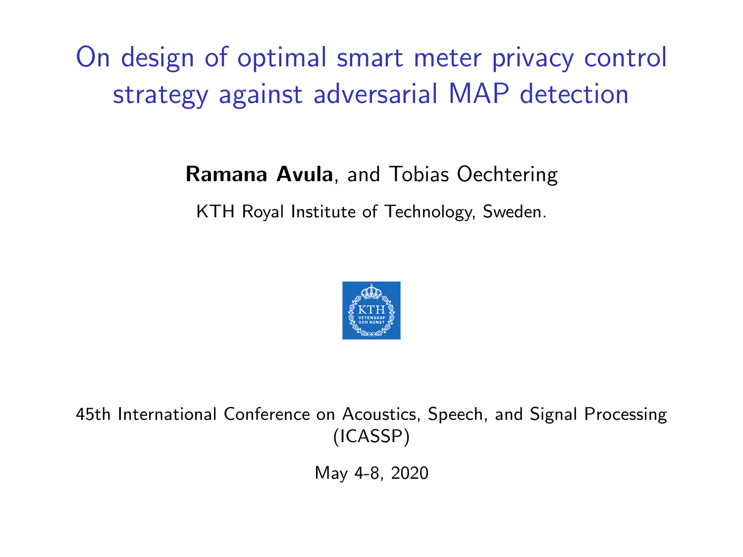# On design of optimal smart meter privacy control strategy against adversarial MAP detection

**Ramana Avula**, and Tobias Oechtering

KTH Royal Institute of Technology, Sweden.

45th International Conference on Acoustics, Speech, and Signal Processing (ICASSP)

May 4-8, 2020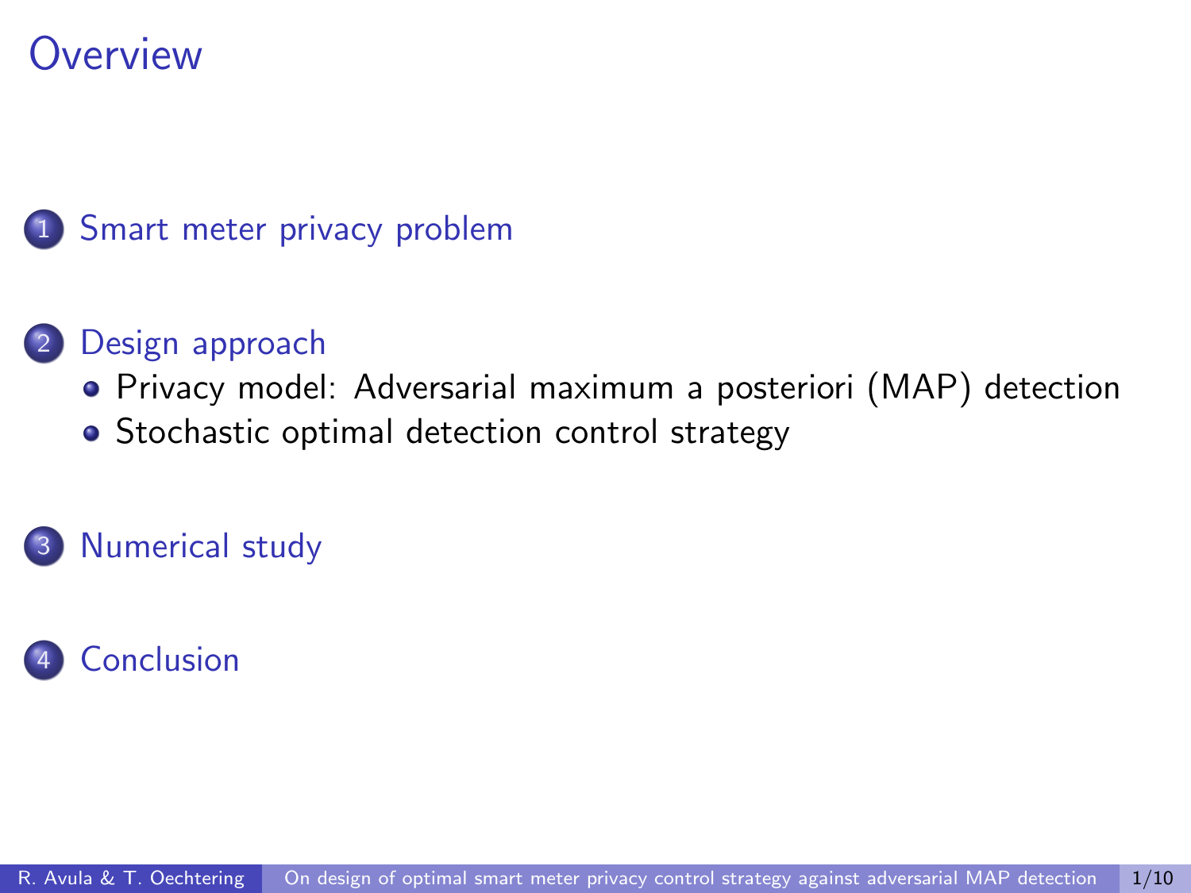# Overview

1. Smart meter privacy problem
2. Design approach
   - Privacy model: Adversarial maximum a posteriori (MAP) detection
   - Stochastic optimal detection control strategy
3. Numerical study
4. Conclusion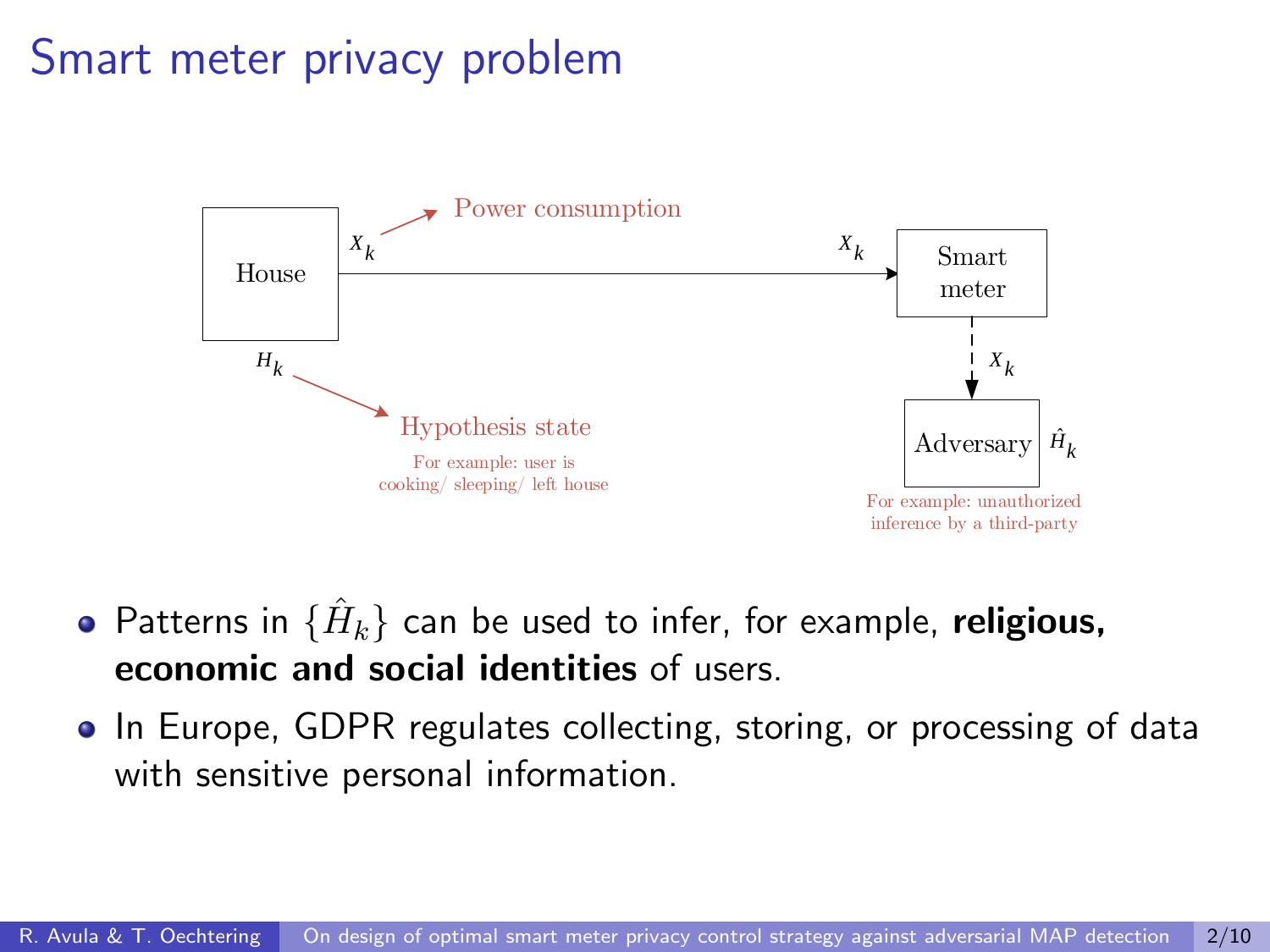# Smart meter privacy problem

House — $X_k$ → Smart meter

$X_k$ → Power consumption

$H_k$ → Hypothesis state

For example: user is cooking/ sleeping/ left house

Smart meter — $X_k$ → Adversary $\hat{H}_k$

For example: unauthorized inference by a third-party

- Patterns in $\{\hat{H}_k\}$ can be used to infer, for example, **religious, economic and social identities** of users.
- In Europe, GDPR regulates collecting, storing, or processing of data with sensitive personal information.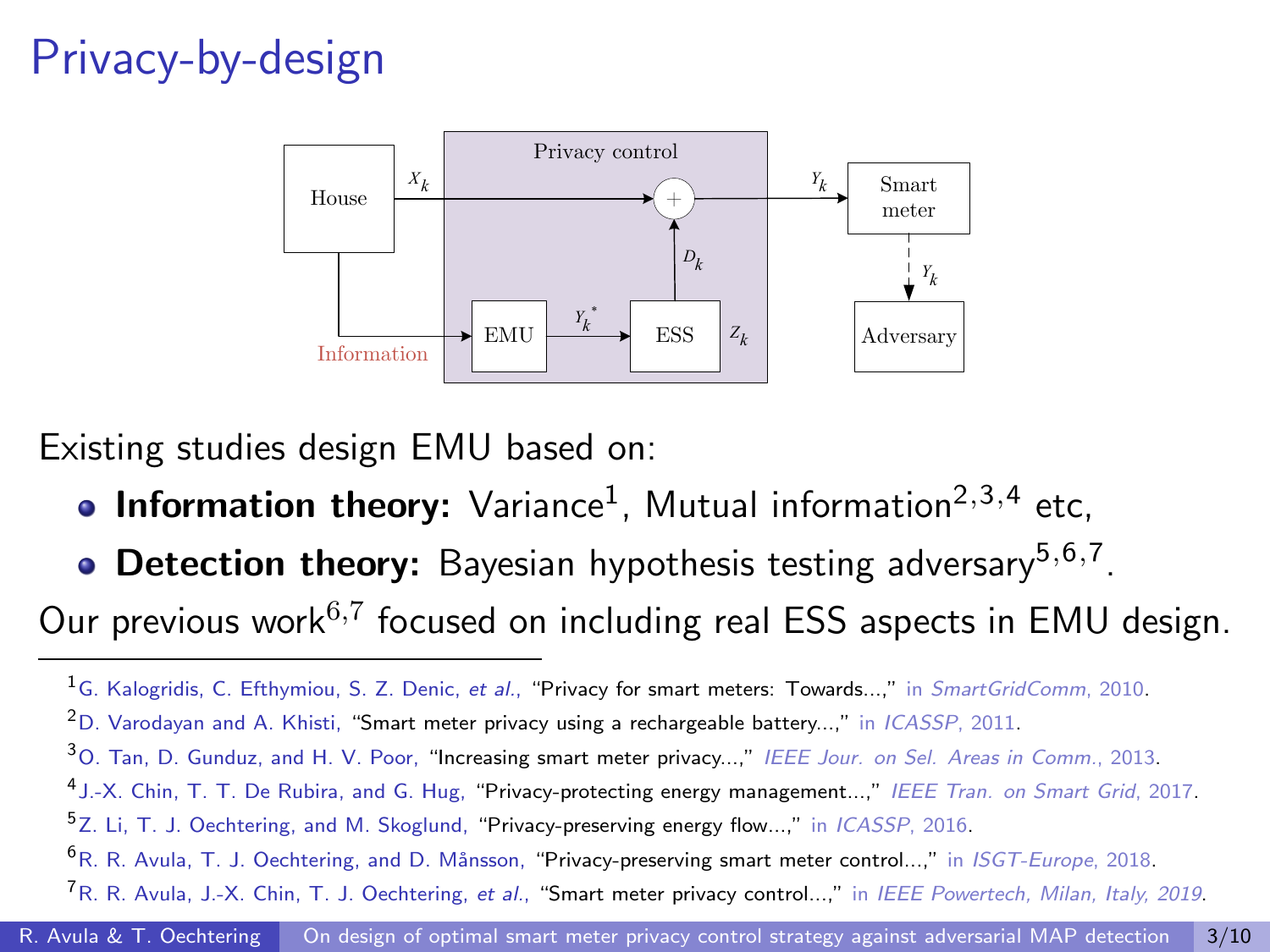# Privacy-by-design

Existing studies design EMU based on:

- **Information theory:** Variance[1], Mutual information[2,3,4] etc,
- **Detection theory:** Bayesian hypothesis testing adversary[5,6,7].

Our previous work[6,7] focused on including real ESS aspects in EMU design.

---

[1] G. Kalogridis, C. Efthymiou, S. Z. Denic, *et al.*, "Privacy for smart meters: Towards...," in *SmartGridComm*, 2010.

[2] D. Varodayan and A. Khisti, "Smart meter privacy using a rechargeable battery...," in *ICASSP*, 2011.

[3] O. Tan, D. Gunduz, and H. V. Poor, "Increasing smart meter privacy...," *IEEE Jour. on Sel. Areas in Comm.*, 2013.

[4] J.-X. Chin, T. T. De Rubira, and G. Hug, "Privacy-protecting energy management...," *IEEE Tran. on Smart Grid*, 2017.

[5] Z. Li, T. J. Oechtering, and M. Skoglund, "Privacy-preserving energy flow...," in *ICASSP*, 2016.

[6] R. R. Avula, T. J. Oechtering, and D. Månsson, "Privacy-preserving smart meter control...," in *ISGT-Europe*, 2018.

[7] R. R. Avula, J.-X. Chin, T. J. Oechtering, *et al.*, "Smart meter privacy control...," in *IEEE Powertech, Milan, Italy, 2019*.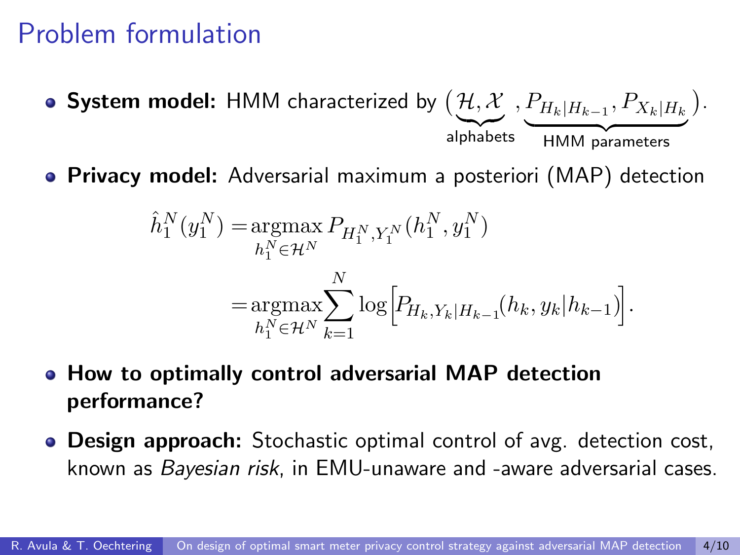# Problem formulation

- **System model:** HMM characterized by $\big(\underbrace{\mathcal{H},\mathcal{X}}_{\text{alphabets}}, \underbrace{P_{H_k|H_{k-1}}, P_{X_k|H_k}}_{\text{HMM parameters}}\big)$.
- **Privacy model:** Adversarial maximum a posteriori (MAP) detection

$$
\begin{aligned}
\hat{h}_1^N(y_1^N) =& \operatorname*{argmax}_{h_1^N \in \mathcal{H}^N} P_{H_1^N, Y_1^N}(h_1^N, y_1^N) \\
=& \operatorname*{argmax}_{h_1^N \in \mathcal{H}^N} \sum_{k=1}^{N} \log\Big[P_{H_k, Y_k|H_{k-1}}(h_k, y_k|h_{k-1})\Big].
\end{aligned}
$$

- **How to optimally control adversarial MAP detection performance?**
- **Design approach:** Stochastic optimal control of avg. detection cost, known as *Bayesian risk*, in EMU-unaware and -aware adversarial cases.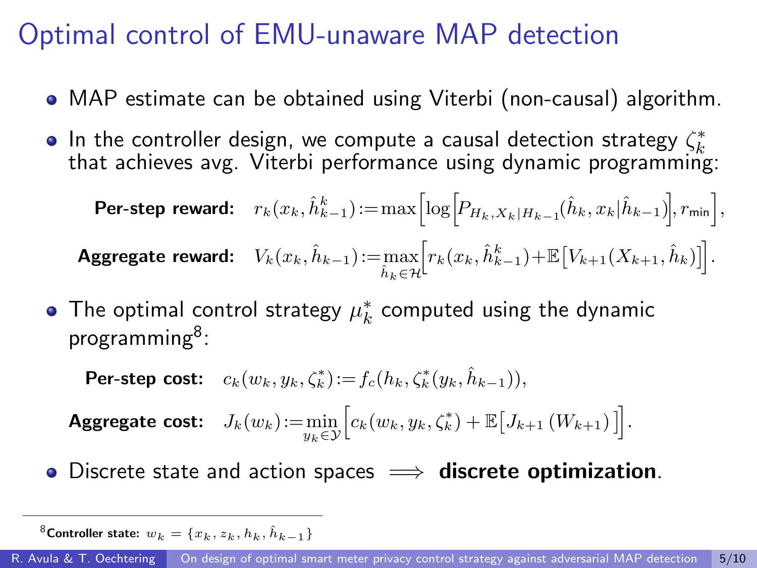# Optimal control of EMU-unaware MAP detection

- MAP estimate can be obtained using Viterbi (non-causal) algorithm.
- In the controller design, we compute a causal detection strategy $\zeta_k^*$ that achieves avg. Viterbi performance using dynamic programming:

$$\textbf{Per-step reward:} \quad r_k(x_k, \hat{h}_{k-1}^k) := \max\Big[\log\Big[P_{H_k, X_k | H_{k-1}}(\hat{h}_k, x_k | \hat{h}_{k-1})\Big], r_{\mathsf{min}}\Big],$$

$$\textbf{Aggregate reward:} \quad V_k(x_k, \hat{h}_{k-1}) := \max_{\hat{h}_k \in \mathcal{H}}\Big[r_k(x_k, \hat{h}_{k-1}^k) + \mathbb{E}\big[V_{k+1}(X_{k+1}, \hat{h}_k)\big]\Big].$$

- The optimal control strategy $\mu_k^*$ computed using the dynamic programming[8]:

$$\textbf{Per-step cost:} \quad c_k(w_k, y_k, \zeta_k^*) := f_c(h_k, \zeta_k^*(y_k, \hat{h}_{k-1})),$$

$$\textbf{Aggregate cost:} \quad J_k(w_k) := \min_{y_k \in \mathcal{Y}}\Big[c_k(w_k, y_k, \zeta_k^*) + \mathbb{E}\big[J_{k+1}(W_{k+1})\big]\Big].$$

- Discrete state and action spaces $\implies$ **discrete optimization**.

[8] **Controller state:** $w_k = \{x_k, z_k, h_k, \hat{h}_{k-1}\}$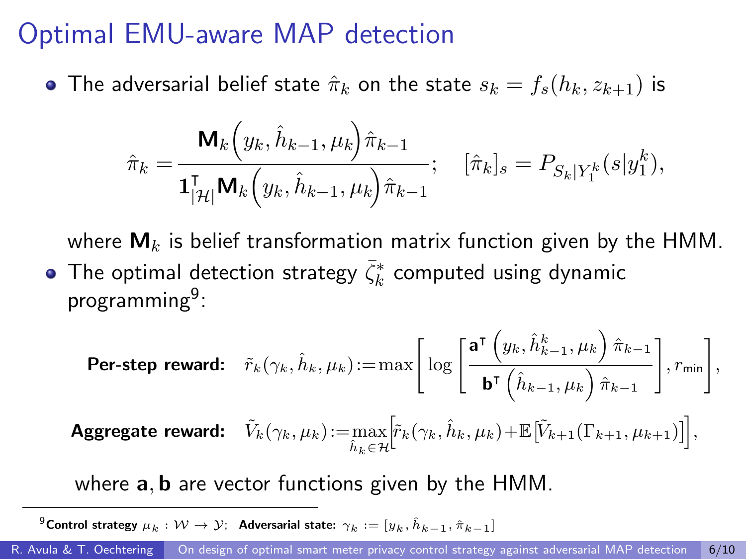# Optimal EMU-aware MAP detection

- The adversarial belief state $\hat{\pi}_k$ on the state $s_k = f_s(h_k, z_{k+1})$ is

$$\hat{\pi}_k = \frac{\mathbf{M}_k\Big(y_k, \hat{h}_{k-1}, \mu_k\Big)\hat{\pi}_{k-1}}{\mathbf{1}_{|\mathcal{H}|}^{\mathsf{T}}\mathbf{M}_k\Big(y_k, \hat{h}_{k-1}, \mu_k\Big)\hat{\pi}_{k-1}}; \quad [\hat{\pi}_k]_s = P_{S_k|Y_1^k}(s|y_1^k),$$

  where $\mathbf{M}_k$ is belief transformation matrix function given by the HMM.

- The optimal detection strategy $\bar{\zeta}_k^*$ computed using dynamic programming[9]:

**Per-step reward:** $$\tilde{r}_k(\gamma_k, \hat{h}_k, \mu_k) := \max\left[\log\left[\frac{\mathbf{a}^{\mathsf{T}}\left(y_k, \hat{h}_{k-1}^k, \mu_k\right)\hat{\pi}_{k-1}}{\mathbf{b}^{\mathsf{T}}\left(\hat{h}_{k-1}, \mu_k\right)\hat{\pi}_{k-1}}\right], r_{\mathsf{min}}\right],$$

**Aggregate reward:** $$\tilde{V}_k(\gamma_k, \mu_k) := \max_{\hat{h}_k \in \mathcal{H}}\Big[\tilde{r}_k(\gamma_k, \hat{h}_k, \mu_k) + \mathbb{E}\big[\tilde{V}_{k+1}(\Gamma_{k+1}, \mu_{k+1})\big]\Big],$$

where $\mathbf{a}, \mathbf{b}$ are vector functions given by the HMM.

[9] **Control strategy** $\mu_k : \mathcal{W} \to \mathcal{Y}$; **Adversarial state:** $\gamma_k := [y_k, \hat{h}_{k-1}, \hat{\pi}_{k-1}]$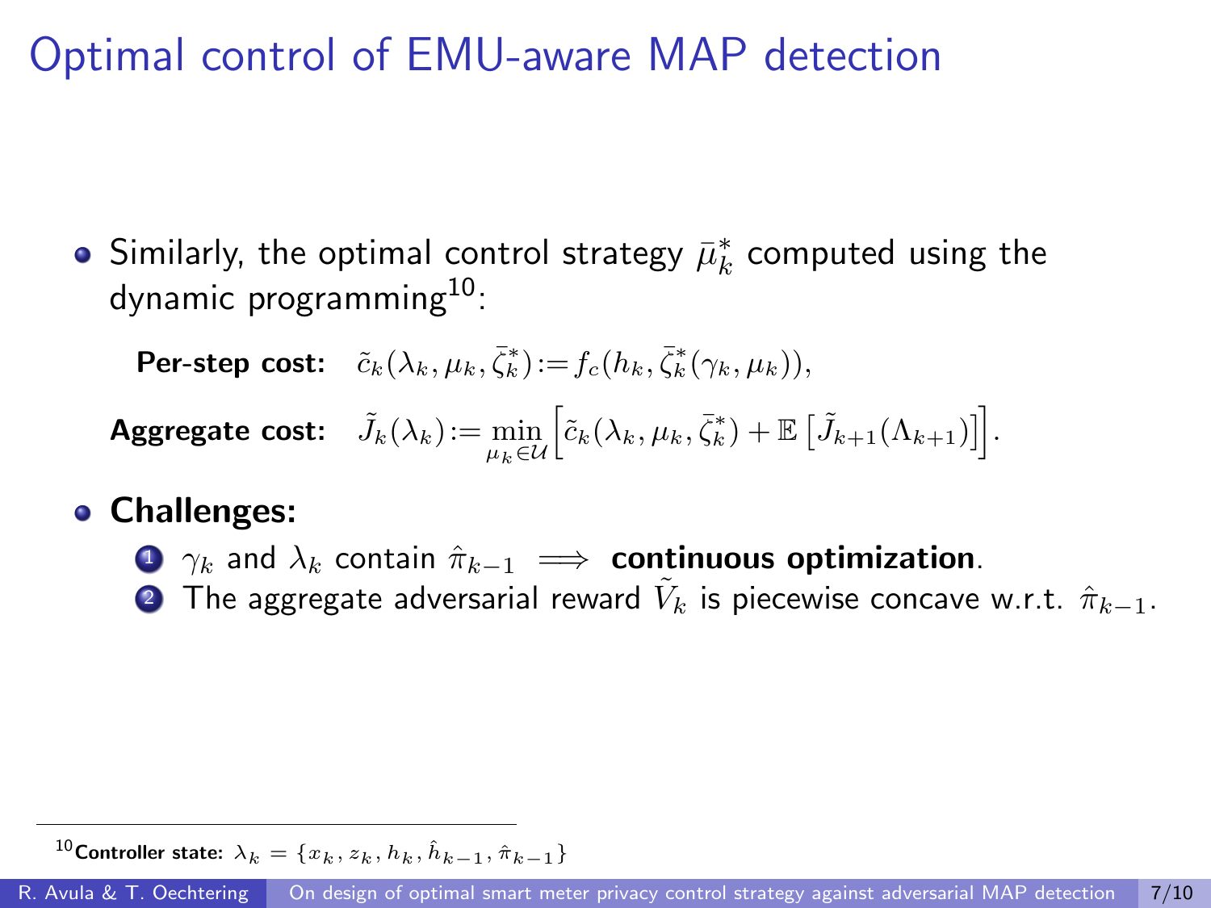# Optimal control of EMU-aware MAP detection

- Similarly, the optimal control strategy $\bar{\mu}_k^*$ computed using the dynamic programming[10]:

$$\textbf{Per-step cost:} \quad \tilde{c}_k(\lambda_k, \mu_k, \bar{\zeta}_k^*) := f_c(h_k, \bar{\zeta}_k^*(\gamma_k, \mu_k)),$$

$$\textbf{Aggregate cost:} \quad \tilde{J}_k(\lambda_k) := \min_{\mu_k \in \mathcal{U}} \Big[ \tilde{c}_k(\lambda_k, \mu_k, \bar{\zeta}_k^*) + \mathbb{E}\left[ \tilde{J}_{k+1}(\Lambda_{k+1}) \right] \Big].$$

- **Challenges:**
  1. $\gamma_k$ and $\lambda_k$ contain $\hat{\pi}_{k-1} \implies$ **continuous optimization**.
  2. The aggregate adversarial reward $\tilde{V}_k$ is piecewise concave w.r.t. $\hat{\pi}_{k-1}$.

[10] **Controller state:** $\lambda_k = \{x_k, z_k, h_k, \hat{h}_{k-1}, \hat{\pi}_{k-1}\}$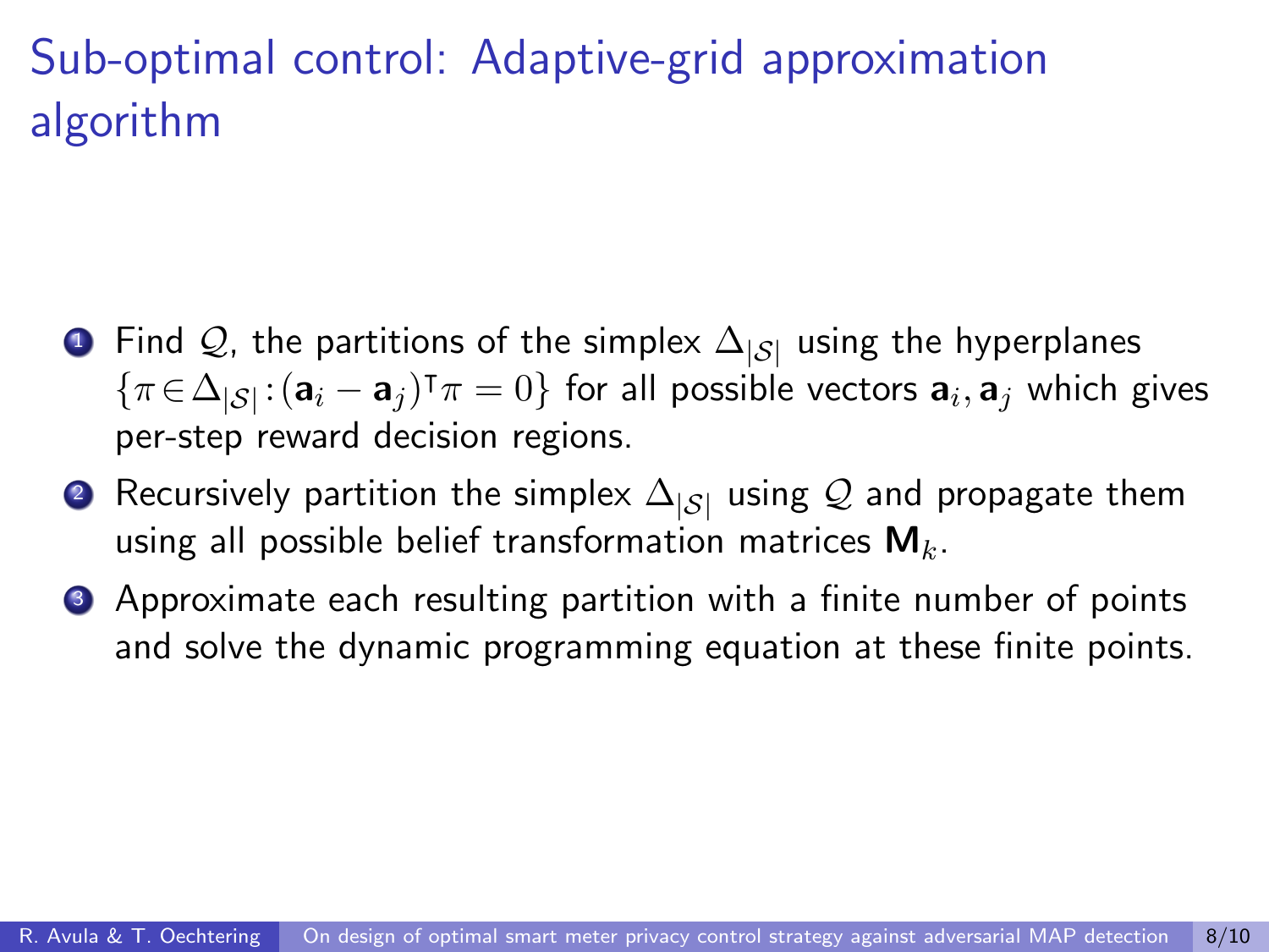# Sub-optimal control: Adaptive-grid approximation algorithm

1. Find $\mathcal{Q}$, the partitions of the simplex $\Delta_{|\mathcal{S}|}$ using the hyperplanes $\{\pi \in \Delta_{|\mathcal{S}|} : (\mathbf{a}_i - \mathbf{a}_j)^\intercal \pi = 0\}$ for all possible vectors $\mathbf{a}_i, \mathbf{a}_j$ which gives per-step reward decision regions.
2. Recursively partition the simplex $\Delta_{|\mathcal{S}|}$ using $\mathcal{Q}$ and propagate them using all possible belief transformation matrices $\mathbf{M}_k$.
3. Approximate each resulting partition with a finite number of points and solve the dynamic programming equation at these finite points.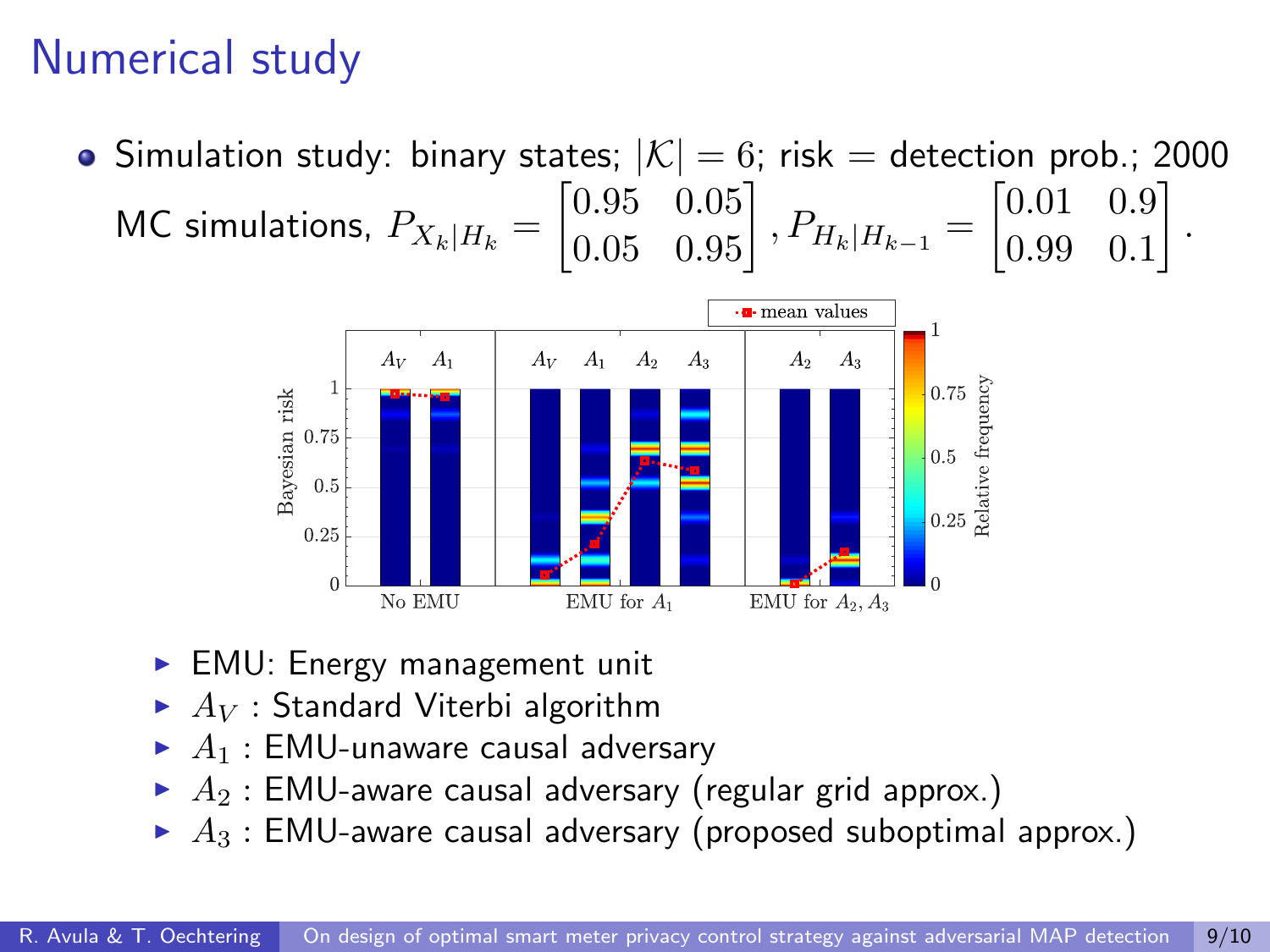# Numerical study

- Simulation study: binary states; $|\mathcal{K}| = 6$; risk = detection prob.; 2000 MC simulations, $P_{X_k|H_k} = \begin{bmatrix} 0.95 & 0.05 \\ 0.05 & 0.95 \end{bmatrix}$, $P_{H_k|H_{k-1}} = \begin{bmatrix} 0.01 & 0.9 \\ 0.99 & 0.1 \end{bmatrix}$.

  - EMU: Energy management unit
  - $A_V$ : Standard Viterbi algorithm
  - $A_1$ : EMU-unaware causal adversary
  - $A_2$ : EMU-aware causal adversary (regular grid approx.)
  - $A_3$ : EMU-aware causal adversary (proposed suboptimal approx.)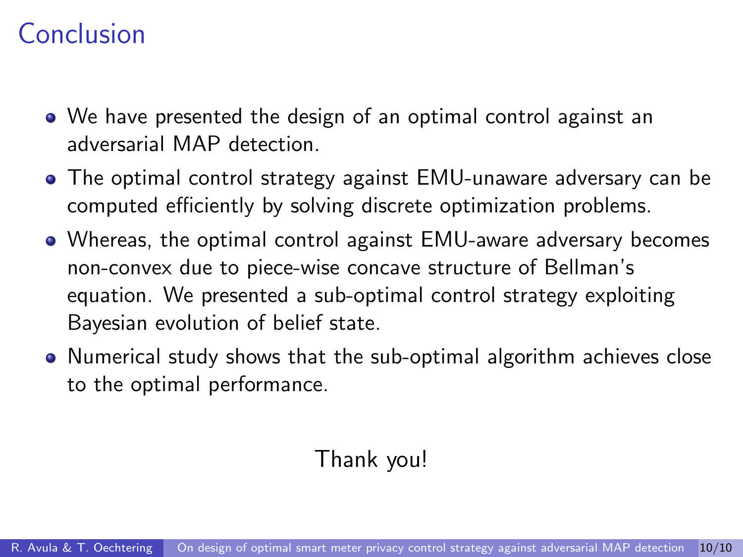# Conclusion

- We have presented the design of an optimal control against an adversarial MAP detection.
- The optimal control strategy against EMU-unaware adversary can be computed efficiently by solving discrete optimization problems.
- Whereas, the optimal control against EMU-aware adversary becomes non-convex due to piece-wise concave structure of Bellman's equation. We presented a sub-optimal control strategy exploiting Bayesian evolution of belief state.
- Numerical study shows that the sub-optimal algorithm achieves close to the optimal performance.

Thank you!